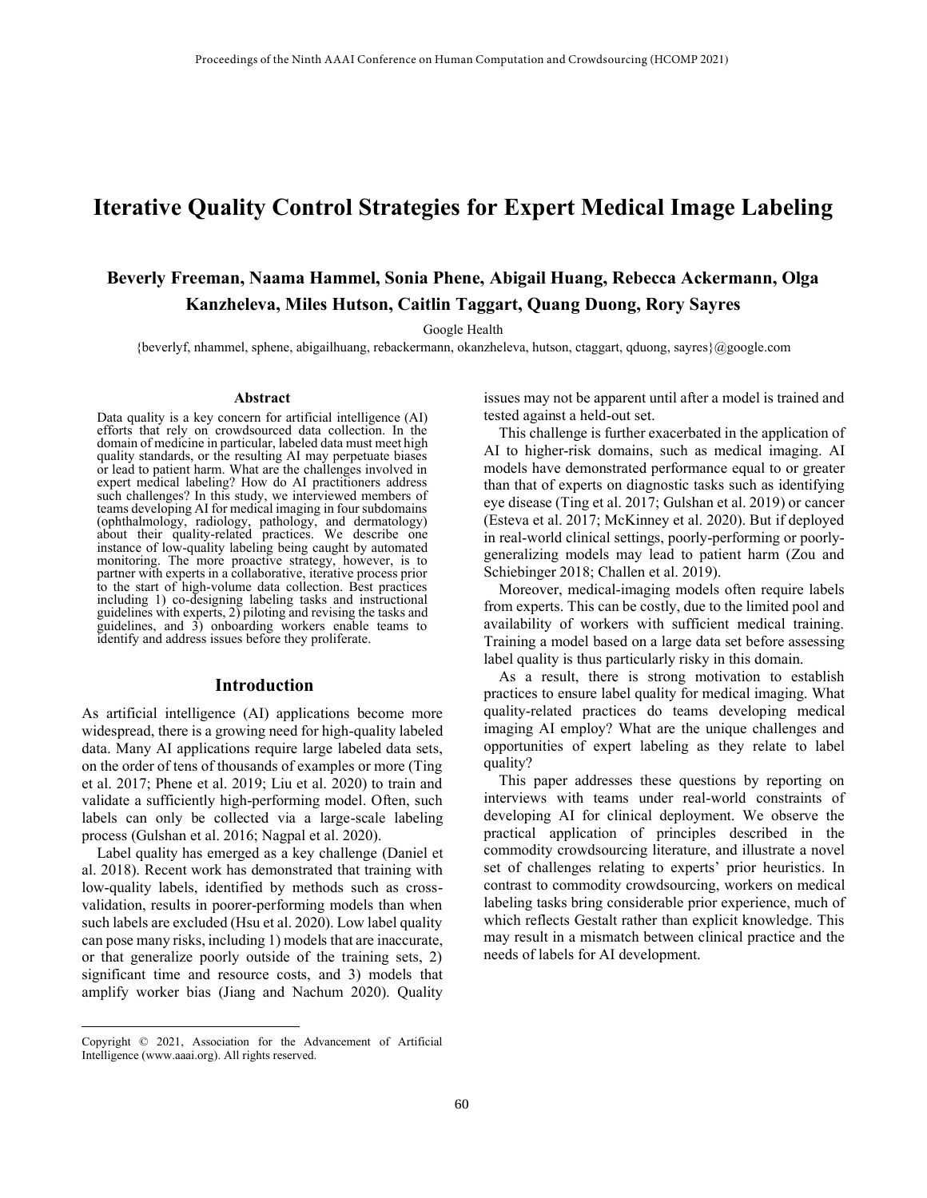# Iterative Quality Control Strategies for Expert Medical Image Labeling

**Beverly Freeman, Naama Hammel, Sonia Phene, Abigail Huang, Rebecca Ackermann, Olga Kanzheleva, Miles Hutson, Caitlin Taggart, Quang Duong, Rory Sayres**

Google Health

{beverlyf, nhammel, sphene, abigailhuang, rebackermann, okanzheleva, hutson, ctaggart, qduong, sayres}@google.com

## Abstract

Data quality is a key concern for artificial intelligence (AI) efforts that rely on crowdsourced data collection. In the domain of medicine in particular, labeled data must meet high quality standards, or the resulting AI may perpetuate biases or lead to patient harm. What are the challenges involved in expert medical labeling? How do AI practitioners address such challenges? In this study, we interviewed members of teams developing AI for medical imaging in four subdomains (ophthalmology, radiology, pathology, and dermatology) about their quality-related practices. We describe one instance of low-quality labeling being caught by automated monitoring. The more proactive strategy, however, is to partner with experts in a collaborative, iterative process prior to the start of high-volume data collection. Best practices including 1) co-designing labeling tasks and instructional guidelines with experts, 2) piloting and revising the tasks and guidelines, and 3) onboarding workers enable teams to identify and address issues before they proliferate.

## Introduction

As artificial intelligence (AI) applications become more widespread, there is a growing need for high-quality labeled data. Many AI applications require large labeled data sets, on the order of tens of thousands of examples or more (Ting et al. 2017; Phene et al. 2019; Liu et al. 2020) to train and validate a sufficiently high-performing model. Often, such labels can only be collected via a large-scale labeling process (Gulshan et al. 2016; Nagpal et al. 2020).

Label quality has emerged as a key challenge (Daniel et al. 2018). Recent work has demonstrated that training with low-quality labels, identified by methods such as cross-validation, results in poorer-performing models than when such labels are excluded (Hsu et al. 2020). Low label quality can pose many risks, including 1) models that are inaccurate, or that generalize poorly outside of the training sets, 2) significant time and resource costs, and 3) models that amplify worker bias (Jiang and Nachum 2020). Quality issues may not be apparent until after a model is trained and tested against a held-out set.

This challenge is further exacerbated in the application of AI to higher-risk domains, such as medical imaging. AI models have demonstrated performance equal to or greater than that of experts on diagnostic tasks such as identifying eye disease (Ting et al. 2017; Gulshan et al. 2019) or cancer (Esteva et al. 2017; McKinney et al. 2020). But if deployed in real-world clinical settings, poorly-performing or poorly-generalizing models may lead to patient harm (Zou and Schiebinger 2018; Challen et al. 2019).

Moreover, medical-imaging models often require labels from experts. This can be costly, due to the limited pool and availability of workers with sufficient medical training. Training a model based on a large data set before assessing label quality is thus particularly risky in this domain.

As a result, there is strong motivation to establish practices to ensure label quality for medical imaging. What quality-related practices do teams developing medical imaging AI employ? What are the unique challenges and opportunities of expert labeling as they relate to label quality?

This paper addresses these questions by reporting on interviews with teams under real-world constraints of developing AI for clinical deployment. We observe the practical application of principles described in the commodity crowdsourcing literature, and illustrate a novel set of challenges relating to experts' prior heuristics. In contrast to commodity crowdsourcing, workers on medical labeling tasks bring considerable prior experience, much of which reflects Gestalt rather than explicit knowledge. This may result in a mismatch between clinical practice and the needs of labels for AI development.

Copyright © 2021, Association for the Advancement of Artificial Intelligence (www.aaai.org). All rights reserved.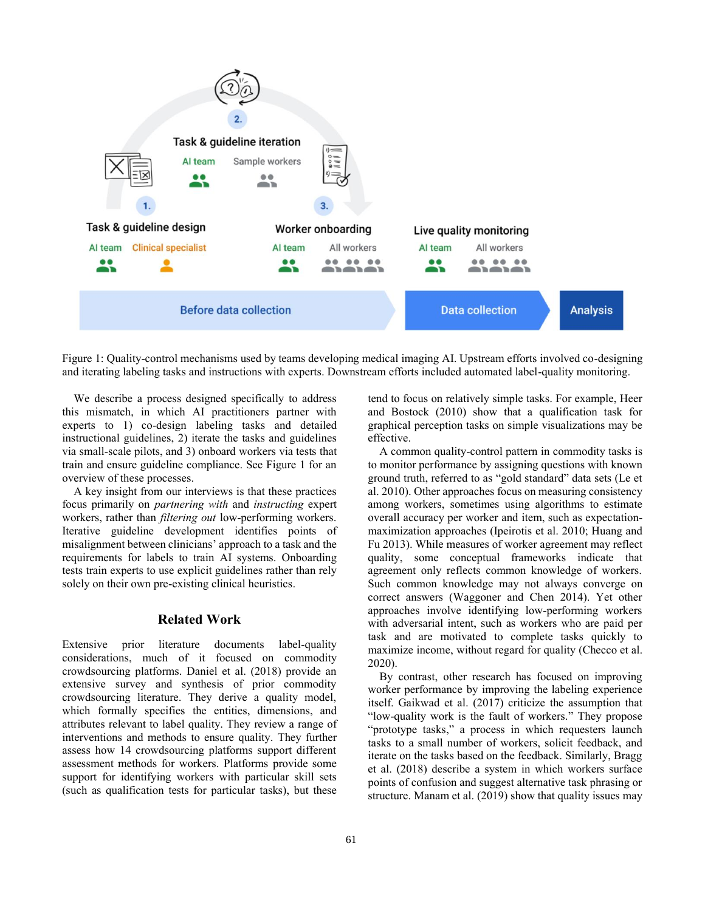Figure 1: Quality-control mechanisms used by teams developing medical imaging AI. Upstream efforts involved co-designing and iterating labeling tasks and instructions with experts. Downstream efforts included automated label-quality monitoring.

We describe a process designed specifically to address this mismatch, in which AI practitioners partner with experts to 1) co-design labeling tasks and detailed instructional guidelines, 2) iterate the tasks and guidelines via small-scale pilots, and 3) onboard workers via tests that train and ensure guideline compliance. See Figure 1 for an overview of these processes.

A key insight from our interviews is that these practices focus primarily on *partnering with* and *instructing* expert workers, rather than *filtering out* low-performing workers. Iterative guideline development identifies points of misalignment between clinicians' approach to a task and the requirements for labels to train AI systems. Onboarding tests train experts to use explicit guidelines rather than rely solely on their own pre-existing clinical heuristics.

## Related Work

Extensive prior literature documents label-quality considerations, much of it focused on commodity crowdsourcing platforms. Daniel et al. (2018) provide an extensive survey and synthesis of prior commodity crowdsourcing literature. They derive a quality model, which formally specifies the entities, dimensions, and attributes relevant to label quality. They review a range of interventions and methods to ensure quality. They further assess how 14 crowdsourcing platforms support different assessment methods for workers. Platforms provide some support for identifying workers with particular skill sets (such as qualification tests for particular tasks), but these tend to focus on relatively simple tasks. For example, Heer and Bostock (2010) show that a qualification task for graphical perception tasks on simple visualizations may be effective.

A common quality-control pattern in commodity tasks is to monitor performance by assigning questions with known ground truth, referred to as "gold standard" data sets (Le et al. 2010). Other approaches focus on measuring consistency among workers, sometimes using algorithms to estimate overall accuracy per worker and item, such as expectation-maximization approaches (Ipeirotis et al. 2010; Huang and Fu 2013). While measures of worker agreement may reflect quality, some conceptual frameworks indicate that agreement only reflects common knowledge of workers. Such common knowledge may not always converge on correct answers (Waggoner and Chen 2014). Yet other approaches involve identifying low-performing workers with adversarial intent, such as workers who are paid per task and are motivated to complete tasks quickly to maximize income, without regard for quality (Checco et al. 2020).

By contrast, other research has focused on improving worker performance by improving the labeling experience itself. Gaikwad et al. (2017) criticize the assumption that "low-quality work is the fault of workers." They propose "prototype tasks," a process in which requesters launch tasks to a small number of workers, solicit feedback, and iterate on the tasks based on the feedback. Similarly, Bragg et al. (2018) describe a system in which workers surface points of confusion and suggest alternative task phrasing or structure. Manam et al. (2019) show that quality issues may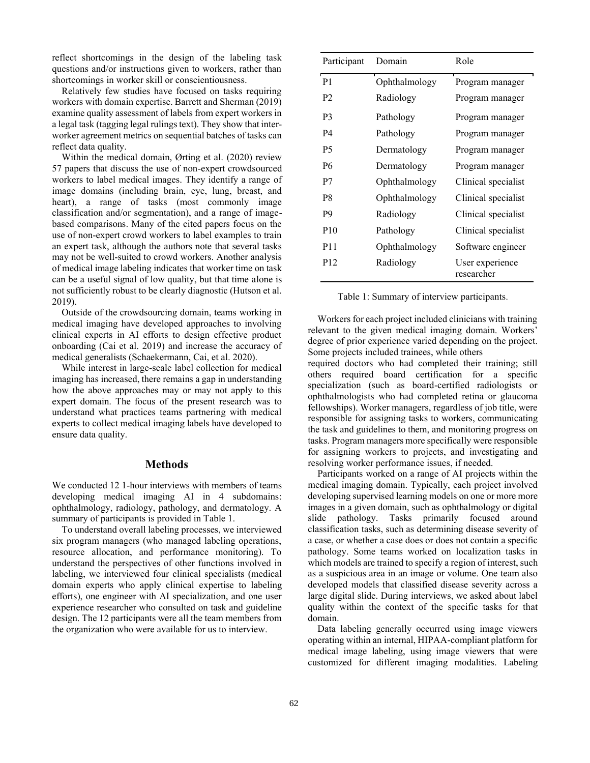reflect shortcomings in the design of the labeling task questions and/or instructions given to workers, rather than shortcomings in worker skill or conscientiousness.

Relatively few studies have focused on tasks requiring workers with domain expertise. Barrett and Sherman (2019) examine quality assessment of labels from expert workers in a legal task (tagging legal rulings text). They show that inter-worker agreement metrics on sequential batches of tasks can reflect data quality.

Within the medical domain, Ørting et al. (2020) review 57 papers that discuss the use of non-expert crowdsourced workers to label medical images. They identify a range of image domains (including brain, eye, lung, breast, and heart), a range of tasks (most commonly image classification and/or segmentation), and a range of image-based comparisons. Many of the cited papers focus on the use of non-expert crowd workers to label examples to train an expert task, although the authors note that several tasks may not be well-suited to crowd workers. Another analysis of medical image labeling indicates that worker time on task can be a useful signal of low quality, but that time alone is not sufficiently robust to be clearly diagnostic (Hutson et al. 2019).

Outside of the crowdsourcing domain, teams working in medical imaging have developed approaches to involving clinical experts in AI efforts to design effective product onboarding (Cai et al. 2019) and increase the accuracy of medical generalists (Schaekermann, Cai, et al. 2020).

While interest in large-scale label collection for medical imaging has increased, there remains a gap in understanding how the above approaches may or may not apply to this expert domain. The focus of the present research was to understand what practices teams partnering with medical experts to collect medical imaging labels have developed to ensure data quality.

## Methods

We conducted 12 1-hour interviews with members of teams developing medical imaging AI in 4 subdomains: ophthalmology, radiology, pathology, and dermatology. A summary of participants is provided in Table 1.

To understand overall labeling processes, we interviewed six program managers (who managed labeling operations, resource allocation, and performance monitoring). To understand the perspectives of other functions involved in labeling, we interviewed four clinical specialists (medical domain experts who apply clinical expertise to labeling efforts), one engineer with AI specialization, and one user experience researcher who consulted on task and guideline design. The 12 participants were all the team members from the organization who were available for us to interview.

| Participant | Domain | Role |
|---|---|---|
| P1 | Ophthalmology | Program manager |
| P2 | Radiology | Program manager |
| P3 | Pathology | Program manager |
| P4 | Pathology | Program manager |
| P5 | Dermatology | Program manager |
| P6 | Dermatology | Program manager |
| P7 | Ophthalmology | Clinical specialist |
| P8 | Ophthalmology | Clinical specialist |
| P9 | Radiology | Clinical specialist |
| P10 | Pathology | Clinical specialist |
| P11 | Ophthalmology | Software engineer |
| P12 | Radiology | User experience researcher |

Table 1: Summary of interview participants.

Workers for each project included clinicians with training relevant to the given medical imaging domain. Workers' degree of prior experience varied depending on the project. Some projects included trainees, while others required doctors who had completed their training; still others required board certification for a specific specialization (such as board-certified radiologists or ophthalmologists who had completed retina or glaucoma fellowships). Worker managers, regardless of job title, were responsible for assigning tasks to workers, communicating the task and guidelines to them, and monitoring progress on tasks. Program managers more specifically were responsible for assigning workers to projects, and investigating and resolving worker performance issues, if needed.

Participants worked on a range of AI projects within the medical imaging domain. Typically, each project involved developing supervised learning models on one or more more images in a given domain, such as ophthalmology or digital slide pathology. Tasks primarily focused around classification tasks, such as determining disease severity of a case, or whether a case does or does not contain a specific pathology. Some teams worked on localization tasks in which models are trained to specify a region of interest, such as a suspicious area in an image or volume. One team also developed models that classified disease severity across a large digital slide. During interviews, we asked about label quality within the context of the specific tasks for that domain.

Data labeling generally occurred using image viewers operating within an internal, HIPAA-compliant platform for medical image labeling, using image viewers that were customized for different imaging modalities. Labeling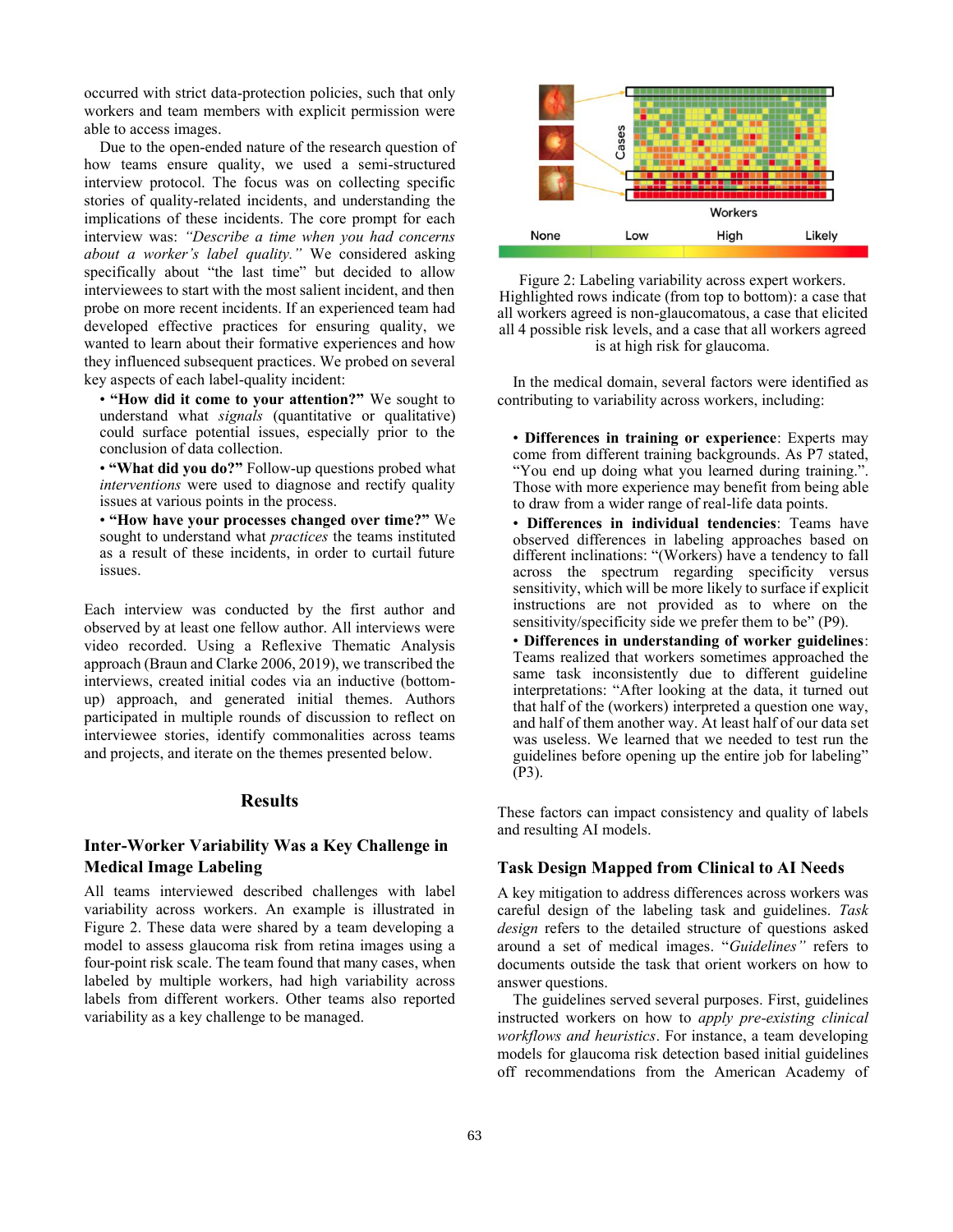occurred with strict data-protection policies, such that only workers and team members with explicit permission were able to access images.

Due to the open-ended nature of the research question of how teams ensure quality, we used a semi-structured interview protocol. The focus was on collecting specific stories of quality-related incidents, and understanding the implications of these incidents. The core prompt for each interview was: *"Describe a time when you had concerns about a worker's label quality."* We considered asking specifically about "the last time" but decided to allow interviewees to start with the most salient incident, and then probe on more recent incidents. If an experienced team had developed effective practices for ensuring quality, we wanted to learn about their formative experiences and how they influenced subsequent practices. We probed on several key aspects of each label-quality incident:

- **"How did it come to your attention?"** We sought to understand what *signals* (quantitative or qualitative) could surface potential issues, especially prior to the conclusion of data collection.
- **"What did you do?"** Follow-up questions probed what *interventions* were used to diagnose and rectify quality issues at various points in the process.
- **"How have your processes changed over time?"** We sought to understand what *practices* the teams instituted as a result of these incidents, in order to curtail future issues.

Each interview was conducted by the first author and observed by at least one fellow author. All interviews were video recorded. Using a Reflexive Thematic Analysis approach (Braun and Clarke 2006, 2019), we transcribed the interviews, created initial codes via an inductive (bottom-up) approach, and generated initial themes. Authors participated in multiple rounds of discussion to reflect on interviewee stories, identify commonalities across teams and projects, and iterate on the themes presented below.

## Results

### Inter-Worker Variability Was a Key Challenge in Medical Image Labeling

All teams interviewed described challenges with label variability across workers. An example is illustrated in Figure 2. These data were shared by a team developing a model to assess glaucoma risk from retina images using a four-point risk scale. The team found that many cases, when labeled by multiple workers, had high variability across labels from different workers. Other teams also reported variability as a key challenge to be managed.

Figure 2: Labeling variability across expert workers. Highlighted rows indicate (from top to bottom): a case that all workers agreed is non-glaucomatous, a case that elicited all 4 possible risk levels, and a case that all workers agreed is at high risk for glaucoma.

In the medical domain, several factors were identified as contributing to variability across workers, including:

- **Differences in training or experience**: Experts may come from different training backgrounds. As P7 stated, "You end up doing what you learned during training.". Those with more experience may benefit from being able to draw from a wider range of real-life data points.
- **Differences in individual tendencies**: Teams have observed differences in labeling approaches based on different inclinations: "(Workers) have a tendency to fall across the spectrum regarding specificity versus sensitivity, which will be more likely to surface if explicit instructions are not provided as to where on the sensitivity/specificity side we prefer them to be" (P9).
- **Differences in understanding of worker guidelines**: Teams realized that workers sometimes approached the same task inconsistently due to different guideline interpretations: "After looking at the data, it turned out that half of the (workers) interpreted a question one way, and half of them another way. At least half of our data set was useless. We learned that we needed to test run the guidelines before opening up the entire job for labeling" (P3).

These factors can impact consistency and quality of labels and resulting AI models.

### Task Design Mapped from Clinical to AI Needs

A key mitigation to address differences across workers was careful design of the labeling task and guidelines. *Task design* refers to the detailed structure of questions asked around a set of medical images. "*Guidelines*" refers to documents outside the task that orient workers on how to answer questions.

The guidelines served several purposes. First, guidelines instructed workers on how to *apply pre-existing clinical workflows and heuristics*. For instance, a team developing models for glaucoma risk detection based initial guidelines off recommendations from the American Academy of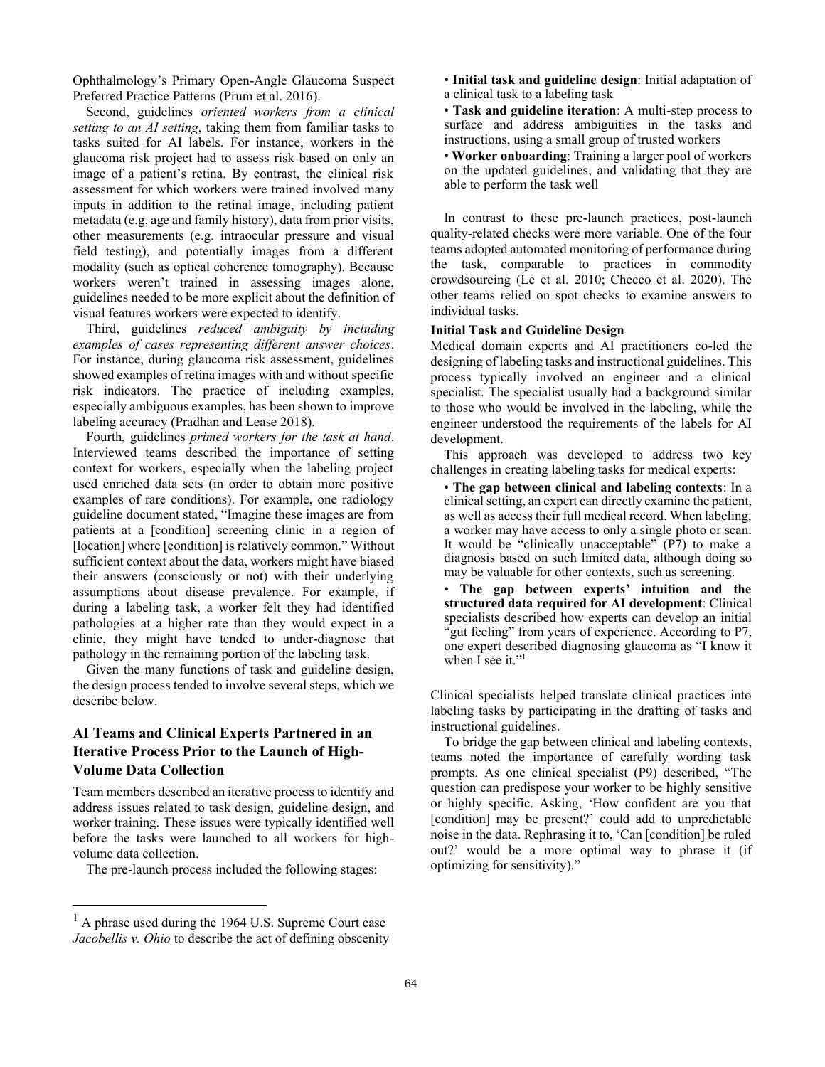Ophthalmology's Primary Open-Angle Glaucoma Suspect Preferred Practice Patterns (Prum et al. 2016).

Second, guidelines *oriented workers from a clinical setting to an AI setting*, taking them from familiar tasks to tasks suited for AI labels. For instance, workers in the glaucoma risk project had to assess risk based on only an image of a patient's retina. By contrast, the clinical risk assessment for which workers were trained involved many inputs in addition to the retinal image, including patient metadata (e.g. age and family history), data from prior visits, other measurements (e.g. intraocular pressure and visual field testing), and potentially images from a different modality (such as optical coherence tomography). Because workers weren't trained in assessing images alone, guidelines needed to be more explicit about the definition of visual features workers were expected to identify.

Third, guidelines *reduced ambiguity by including examples of cases representing different answer choices*. For instance, during glaucoma risk assessment, guidelines showed examples of retina images with and without specific risk indicators. The practice of including examples, especially ambiguous examples, has been shown to improve labeling accuracy (Pradhan and Lease 2018).

Fourth, guidelines *primed workers for the task at hand*. Interviewed teams described the importance of setting context for workers, especially when the labeling project used enriched data sets (in order to obtain more positive examples of rare conditions). For example, one radiology guideline document stated, "Imagine these images are from patients at a [condition] screening clinic in a region of [location] where [condition] is relatively common." Without sufficient context about the data, workers might have biased their answers (consciously or not) with their underlying assumptions about disease prevalence. For example, if during a labeling task, a worker felt they had identified pathologies at a higher rate than they would expect in a clinic, they might have tended to under-diagnose that pathology in the remaining portion of the labeling task.

Given the many functions of task and guideline design, the design process tended to involve several steps, which we describe below.

## AI Teams and Clinical Experts Partnered in an Iterative Process Prior to the Launch of High-Volume Data Collection

Team members described an iterative process to identify and address issues related to task design, guideline design, and worker training. These issues were typically identified well before the tasks were launched to all workers for high-volume data collection.

The pre-launch process included the following stages:

- **Initial task and guideline design**: Initial adaptation of a clinical task to a labeling task
- **Task and guideline iteration**: A multi-step process to surface and address ambiguities in the tasks and instructions, using a small group of trusted workers
- **Worker onboarding**: Training a larger pool of workers on the updated guidelines, and validating that they are able to perform the task well

In contrast to these pre-launch practices, post-launch quality-related checks were more variable. One of the four teams adopted automated monitoring of performance during the task, comparable to practices in commodity crowdsourcing (Le et al. 2010; Checco et al. 2020). The other teams relied on spot checks to examine answers to individual tasks.

### Initial Task and Guideline Design

Medical domain experts and AI practitioners co-led the designing of labeling tasks and instructional guidelines. This process typically involved an engineer and a clinical specialist. The specialist usually had a background similar to those who would be involved in the labeling, while the engineer understood the requirements of the labels for AI development.

This approach was developed to address two key challenges in creating labeling tasks for medical experts:

- **The gap between clinical and labeling contexts**: In a clinical setting, an expert can directly examine the patient, as well as access their full medical record. When labeling, a worker may have access to only a single photo or scan. It would be "clinically unacceptable" (P7) to make a diagnosis based on such limited data, although doing so may be valuable for other contexts, such as screening.
- **The gap between experts' intuition and the structured data required for AI development**: Clinical specialists described how experts can develop an initial "gut feeling" from years of experience. According to P7, one expert described diagnosing glaucoma as "I know it when I see it."[1]

Clinical specialists helped translate clinical practices into labeling tasks by participating in the drafting of tasks and instructional guidelines.

To bridge the gap between clinical and labeling contexts, teams noted the importance of carefully wording task prompts. As one clinical specialist (P9) described, "The question can predispose your worker to be highly sensitive or highly specific. Asking, 'How confident are you that [condition] may be present?' could add to unpredictable noise in the data. Rephrasing it to, 'Can [condition] be ruled out?' would be a more optimal way to phrase it (if optimizing for sensitivity)."

---

[1] A phrase used during the 1964 U.S. Supreme Court case *Jacobellis v. Ohio* to describe the act of defining obscenity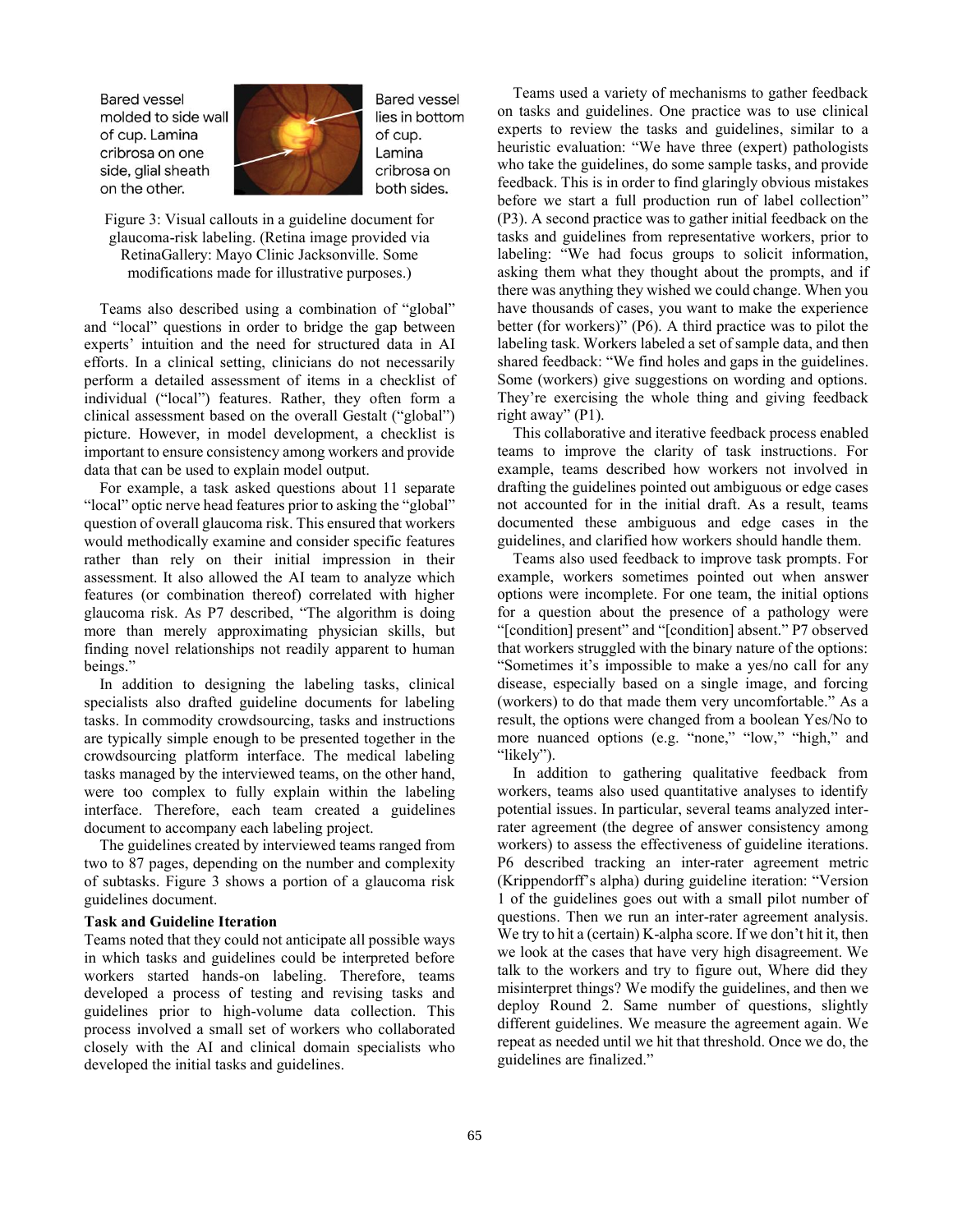Bared vessel molded to side wall of cup. Lamina cribrosa on one side, glial sheath on the other.

Bared vessel lies in bottom of cup. Lamina cribrosa on both sides.

Figure 3: Visual callouts in a guideline document for glaucoma-risk labeling. (Retina image provided via RetinaGallery: Mayo Clinic Jacksonville. Some modifications made for illustrative purposes.)

Teams also described using a combination of "global" and "local" questions in order to bridge the gap between experts' intuition and the need for structured data in AI efforts. In a clinical setting, clinicians do not necessarily perform a detailed assessment of items in a checklist of individual ("local") features. Rather, they often form a clinical assessment based on the overall Gestalt ("global") picture. However, in model development, a checklist is important to ensure consistency among workers and provide data that can be used to explain model output.

For example, a task asked questions about 11 separate "local" optic nerve head features prior to asking the "global" question of overall glaucoma risk. This ensured that workers would methodically examine and consider specific features rather than rely on their initial impression in their assessment. It also allowed the AI team to analyze which features (or combination thereof) correlated with higher glaucoma risk. As P7 described, "The algorithm is doing more than merely approximating physician skills, but finding novel relationships not readily apparent to human beings."

In addition to designing the labeling tasks, clinical specialists also drafted guideline documents for labeling tasks. In commodity crowdsourcing, tasks and instructions are typically simple enough to be presented together in the crowdsourcing platform interface. The medical labeling tasks managed by the interviewed teams, on the other hand, were too complex to fully explain within the labeling interface. Therefore, each team created a guidelines document to accompany each labeling project.

The guidelines created by interviewed teams ranged from two to 87 pages, depending on the number and complexity of subtasks. Figure 3 shows a portion of a glaucoma risk guidelines document.

**Task and Guideline Iteration**

Teams noted that they could not anticipate all possible ways in which tasks and guidelines could be interpreted before workers started hands-on labeling. Therefore, teams developed a process of testing and revising tasks and guidelines prior to high-volume data collection. This process involved a small set of workers who collaborated closely with the AI and clinical domain specialists who developed the initial tasks and guidelines.

Teams used a variety of mechanisms to gather feedback on tasks and guidelines. One practice was to use clinical experts to review the tasks and guidelines, similar to a heuristic evaluation: "We have three (expert) pathologists who take the guidelines, do some sample tasks, and provide feedback. This is in order to find glaringly obvious mistakes before we start a full production run of label collection" (P3). A second practice was to gather initial feedback on the tasks and guidelines from representative workers, prior to labeling: "We had focus groups to solicit information, asking them what they thought about the prompts, and if there was anything they wished we could change. When you have thousands of cases, you want to make the experience better (for workers)" (P6). A third practice was to pilot the labeling task. Workers labeled a set of sample data, and then shared feedback: "We find holes and gaps in the guidelines. Some (workers) give suggestions on wording and options. They're exercising the whole thing and giving feedback right away" (P1).

This collaborative and iterative feedback process enabled teams to improve the clarity of task instructions. For example, teams described how workers not involved in drafting the guidelines pointed out ambiguous or edge cases not accounted for in the initial draft. As a result, teams documented these ambiguous and edge cases in the guidelines, and clarified how workers should handle them.

Teams also used feedback to improve task prompts. For example, workers sometimes pointed out when answer options were incomplete. For one team, the initial options for a question about the presence of a pathology were "[condition] present" and "[condition] absent." P7 observed that workers struggled with the binary nature of the options: "Sometimes it's impossible to make a yes/no call for any disease, especially based on a single image, and forcing (workers) to do that made them very uncomfortable." As a result, the options were changed from a boolean Yes/No to more nuanced options (e.g. "none," "low," "high," and "likely").

In addition to gathering qualitative feedback from workers, teams also used quantitative analyses to identify potential issues. In particular, several teams analyzed inter-rater agreement (the degree of answer consistency among workers) to assess the effectiveness of guideline iterations. P6 described tracking an inter-rater agreement metric (Krippendorff's alpha) during guideline iteration: "Version 1 of the guidelines goes out with a small pilot number of questions. Then we run an inter-rater agreement analysis. We try to hit a (certain) K-alpha score. If we don't hit it, then we look at the cases that have very high disagreement. We talk to the workers and try to figure out, Where did they misinterpret things? We modify the guidelines, and then we deploy Round 2. Same number of questions, slightly different guidelines. We measure the agreement again. We repeat as needed until we hit that threshold. Once we do, the guidelines are finalized."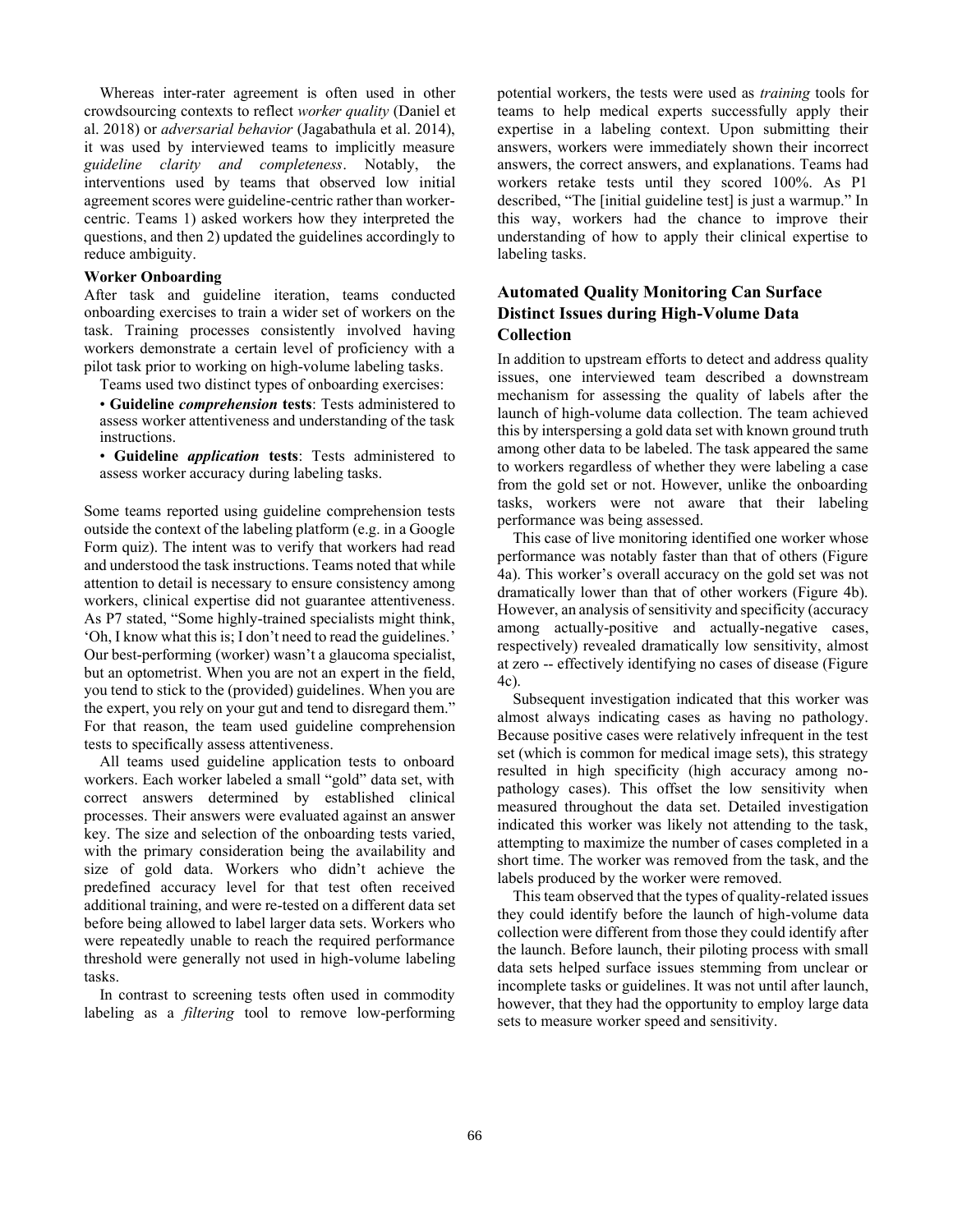Whereas inter-rater agreement is often used in other crowdsourcing contexts to reflect *worker quality* (Daniel et al. 2018) or *adversarial behavior* (Jagabathula et al. 2014), it was used by interviewed teams to implicitly measure *guideline clarity and completeness*. Notably, the interventions used by teams that observed low initial agreement scores were guideline-centric rather than worker-centric. Teams 1) asked workers how they interpreted the questions, and then 2) updated the guidelines accordingly to reduce ambiguity.

**Worker Onboarding**

After task and guideline iteration, teams conducted onboarding exercises to train a wider set of workers on the task. Training processes consistently involved having workers demonstrate a certain level of proficiency with a pilot task prior to working on high-volume labeling tasks.

Teams used two distinct types of onboarding exercises:

- **Guideline *comprehension* tests**: Tests administered to assess worker attentiveness and understanding of the task instructions.
- **Guideline *application* tests**: Tests administered to assess worker accuracy during labeling tasks.

Some teams reported using guideline comprehension tests outside the context of the labeling platform (e.g. in a Google Form quiz). The intent was to verify that workers had read and understood the task instructions. Teams noted that while attention to detail is necessary to ensure consistency among workers, clinical expertise did not guarantee attentiveness. As P7 stated, "Some highly-trained specialists might think, 'Oh, I know what this is; I don't need to read the guidelines.' Our best-performing (worker) wasn't a glaucoma specialist, but an optometrist. When you are not an expert in the field, you tend to stick to the (provided) guidelines. When you are the expert, you rely on your gut and tend to disregard them." For that reason, the team used guideline comprehension tests to specifically assess attentiveness.

All teams used guideline application tests to onboard workers. Each worker labeled a small "gold" data set, with correct answers determined by established clinical processes. Their answers were evaluated against an answer key. The size and selection of the onboarding tests varied, with the primary consideration being the availability and size of gold data. Workers who didn't achieve the predefined accuracy level for that test often received additional training, and were re-tested on a different data set before being allowed to label larger data sets. Workers who were repeatedly unable to reach the required performance threshold were generally not used in high-volume labeling tasks.

In contrast to screening tests often used in commodity labeling as a *filtering* tool to remove low-performing potential workers, the tests were used as *training* tools for teams to help medical experts successfully apply their expertise in a labeling context. Upon submitting their answers, workers were immediately shown their incorrect answers, the correct answers, and explanations. Teams had workers retake tests until they scored 100%. As P1 described, "The [initial guideline test] is just a warmup." In this way, workers had the chance to improve their understanding of how to apply their clinical expertise to labeling tasks.

## Automated Quality Monitoring Can Surface Distinct Issues during High-Volume Data Collection

In addition to upstream efforts to detect and address quality issues, one interviewed team described a downstream mechanism for assessing the quality of labels after the launch of high-volume data collection. The team achieved this by interspersing a gold data set with known ground truth among other data to be labeled. The task appeared the same to workers regardless of whether they were labeling a case from the gold set or not. However, unlike the onboarding tasks, workers were not aware that their labeling performance was being assessed.

This case of live monitoring identified one worker whose performance was notably faster than that of others (Figure 4a). This worker's overall accuracy on the gold set was not dramatically lower than that of other workers (Figure 4b). However, an analysis of sensitivity and specificity (accuracy among actually-positive and actually-negative cases, respectively) revealed dramatically low sensitivity, almost at zero -- effectively identifying no cases of disease (Figure 4c).

Subsequent investigation indicated that this worker was almost always indicating cases as having no pathology. Because positive cases were relatively infrequent in the test set (which is common for medical image sets), this strategy resulted in high specificity (high accuracy among no-pathology cases). This offset the low sensitivity when measured throughout the data set. Detailed investigation indicated this worker was likely not attending to the task, attempting to maximize the number of cases completed in a short time. The worker was removed from the task, and the labels produced by the worker were removed.

This team observed that the types of quality-related issues they could identify before the launch of high-volume data collection were different from those they could identify after the launch. Before launch, their piloting process with small data sets helped surface issues stemming from unclear or incomplete tasks or guidelines. It was not until after launch, however, that they had the opportunity to employ large data sets to measure worker speed and sensitivity.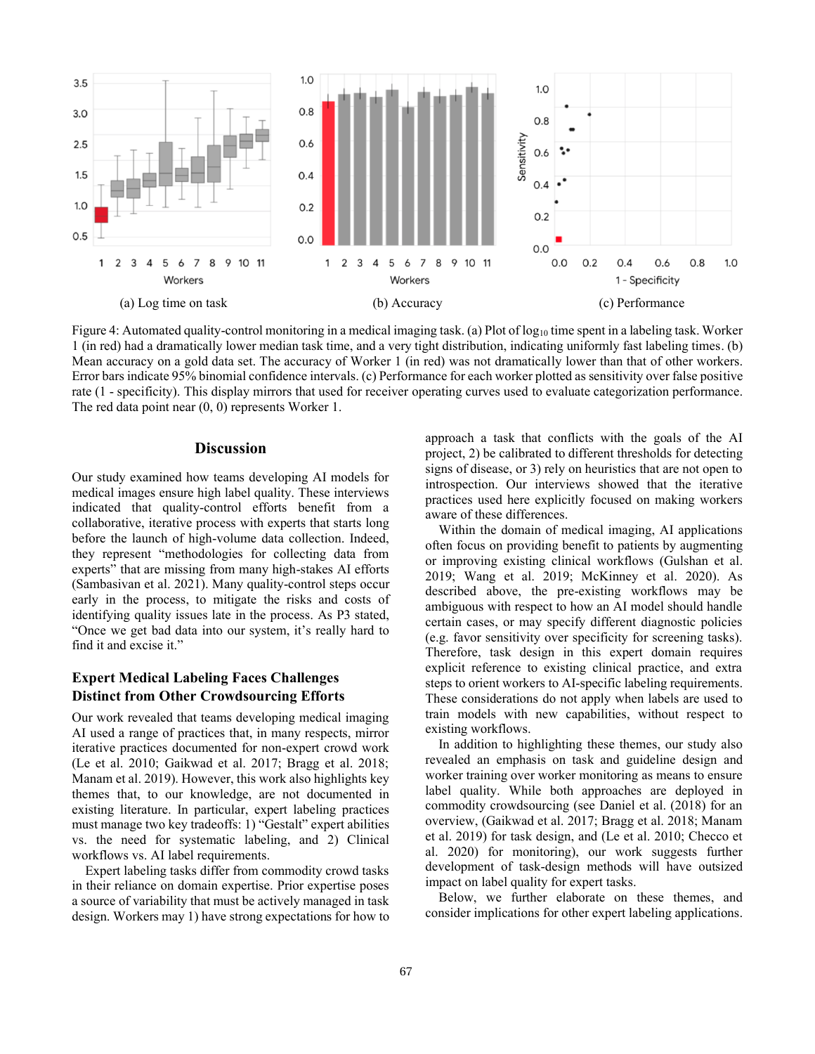(a) Log time on task

(b) Accuracy

(c) Performance

Figure 4: Automated quality-control monitoring in a medical imaging task. (a) Plot of $\log_{10}$ time spent in a labeling task. Worker 1 (in red) had a dramatically lower median task time, and a very tight distribution, indicating uniformly fast labeling times. (b) Mean accuracy on a gold data set. The accuracy of Worker 1 (in red) was not dramatically lower than that of other workers. Error bars indicate 95% binomial confidence intervals. (c) Performance for each worker plotted as sensitivity over false positive rate (1 - specificity). This display mirrors that used for receiver operating curves used to evaluate categorization performance. The red data point near (0, 0) represents Worker 1.

## Discussion

Our study examined how teams developing AI models for medical images ensure high label quality. These interviews indicated that quality-control efforts benefit from a collaborative, iterative process with experts that starts long before the launch of high-volume data collection. Indeed, they represent "methodologies for collecting data from experts" that are missing from many high-stakes AI efforts (Sambasivan et al. 2021). Many quality-control steps occur early in the process, to mitigate the risks and costs of identifying quality issues late in the process. As P3 stated, "Once we get bad data into our system, it's really hard to find it and excise it."

### Expert Medical Labeling Faces Challenges Distinct from Other Crowdsourcing Efforts

Our work revealed that teams developing medical imaging AI used a range of practices that, in many respects, mirror iterative practices documented for non-expert crowd work (Le et al. 2010; Gaikwad et al. 2017; Bragg et al. 2018; Manam et al. 2019). However, this work also highlights key themes that, to our knowledge, are not documented in existing literature. In particular, expert labeling practices must manage two key tradeoffs: 1) "Gestalt" expert abilities vs. the need for systematic labeling, and 2) Clinical workflows vs. AI label requirements.

Expert labeling tasks differ from commodity crowd tasks in their reliance on domain expertise. Prior expertise poses a source of variability that must be actively managed in task design. Workers may 1) have strong expectations for how to approach a task that conflicts with the goals of the AI project, 2) be calibrated to different thresholds for detecting signs of disease, or 3) rely on heuristics that are not open to introspection. Our interviews showed that the iterative practices used here explicitly focused on making workers aware of these differences.

Within the domain of medical imaging, AI applications often focus on providing benefit to patients by augmenting or improving existing clinical workflows (Gulshan et al. 2019; Wang et al. 2019; McKinney et al. 2020). As described above, the pre-existing workflows may be ambiguous with respect to how an AI model should handle certain cases, or may specify different diagnostic policies (e.g. favor sensitivity over specificity for screening tasks). Therefore, task design in this expert domain requires explicit reference to existing clinical practice, and extra steps to orient workers to AI-specific labeling requirements. These considerations do not apply when labels are used to train models with new capabilities, without respect to existing workflows.

In addition to highlighting these themes, our study also revealed an emphasis on task and guideline design and worker training over worker monitoring as means to ensure label quality. While both approaches are deployed in commodity crowdsourcing (see Daniel et al. (2018) for an overview, (Gaikwad et al. 2017; Bragg et al. 2018; Manam et al. 2019) for task design, and (Le et al. 2010; Checco et al. 2020) for monitoring), our work suggests further development of task-design methods will have outsized impact on label quality for expert tasks.

Below, we further elaborate on these themes, and consider implications for other expert labeling applications.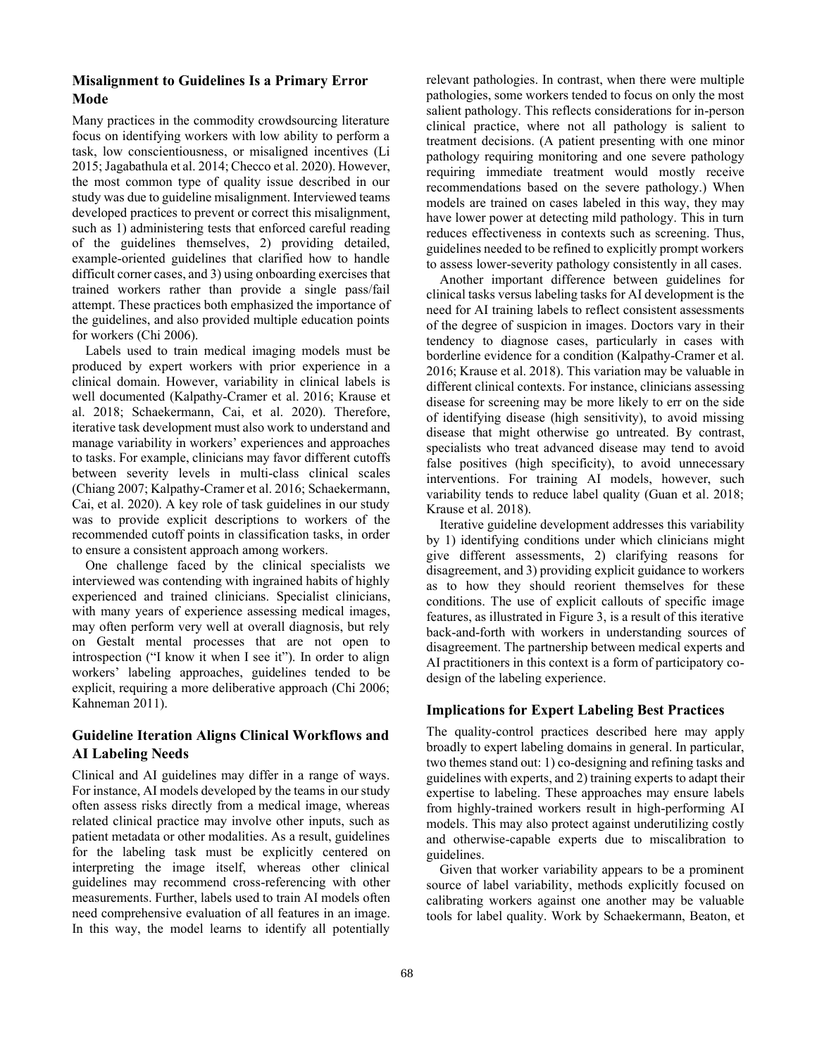## Misalignment to Guidelines Is a Primary Error Mode

Many practices in the commodity crowdsourcing literature focus on identifying workers with low ability to perform a task, low conscientiousness, or misaligned incentives (Li 2015; Jagabathula et al. 2014; Checco et al. 2020). However, the most common type of quality issue described in our study was due to guideline misalignment. Interviewed teams developed practices to prevent or correct this misalignment, such as 1) administering tests that enforced careful reading of the guidelines themselves, 2) providing detailed, example-oriented guidelines that clarified how to handle difficult corner cases, and 3) using onboarding exercises that trained workers rather than provide a single pass/fail attempt. These practices both emphasized the importance of the guidelines, and also provided multiple education points for workers (Chi 2006).

Labels used to train medical imaging models must be produced by expert workers with prior experience in a clinical domain. However, variability in clinical labels is well documented (Kalpathy-Cramer et al. 2016; Krause et al. 2018; Schaekermann, Cai, et al. 2020). Therefore, iterative task development must also work to understand and manage variability in workers' experiences and approaches to tasks. For example, clinicians may favor different cutoffs between severity levels in multi-class clinical scales (Chiang 2007; Kalpathy-Cramer et al. 2016; Schaekermann, Cai, et al. 2020). A key role of task guidelines in our study was to provide explicit descriptions to workers of the recommended cutoff points in classification tasks, in order to ensure a consistent approach among workers.

One challenge faced by the clinical specialists we interviewed was contending with ingrained habits of highly experienced and trained clinicians. Specialist clinicians, with many years of experience assessing medical images, may often perform very well at overall diagnosis, but rely on Gestalt mental processes that are not open to introspection ("I know it when I see it"). In order to align workers' labeling approaches, guidelines tended to be explicit, requiring a more deliberative approach (Chi 2006; Kahneman 2011).

## Guideline Iteration Aligns Clinical Workflows and AI Labeling Needs

Clinical and AI guidelines may differ in a range of ways. For instance, AI models developed by the teams in our study often assess risks directly from a medical image, whereas related clinical practice may involve other inputs, such as patient metadata or other modalities. As a result, guidelines for the labeling task must be explicitly centered on interpreting the image itself, whereas other clinical guidelines may recommend cross-referencing with other measurements. Further, labels used to train AI models often need comprehensive evaluation of all features in an image. In this way, the model learns to identify all potentially relevant pathologies. In contrast, when there were multiple pathologies, some workers tended to focus on only the most salient pathology. This reflects considerations for in-person clinical practice, where not all pathology is salient to treatment decisions. (A patient presenting with one minor pathology requiring monitoring and one severe pathology requiring immediate treatment would mostly receive recommendations based on the severe pathology.) When models are trained on cases labeled in this way, they may have lower power at detecting mild pathology. This in turn reduces effectiveness in contexts such as screening. Thus, guidelines needed to be refined to explicitly prompt workers to assess lower-severity pathology consistently in all cases.

Another important difference between guidelines for clinical tasks versus labeling tasks for AI development is the need for AI training labels to reflect consistent assessments of the degree of suspicion in images. Doctors vary in their tendency to diagnose cases, particularly in cases with borderline evidence for a condition (Kalpathy-Cramer et al. 2016; Krause et al. 2018). This variation may be valuable in different clinical contexts. For instance, clinicians assessing disease for screening may be more likely to err on the side of identifying disease (high sensitivity), to avoid missing disease that might otherwise go untreated. By contrast, specialists who treat advanced disease may tend to avoid false positives (high specificity), to avoid unnecessary interventions. For training AI models, however, such variability tends to reduce label quality (Guan et al. 2018; Krause et al. 2018).

Iterative guideline development addresses this variability by 1) identifying conditions under which clinicians might give different assessments, 2) clarifying reasons for disagreement, and 3) providing explicit guidance to workers as to how they should reorient themselves for these conditions. The use of explicit callouts of specific image features, as illustrated in Figure 3, is a result of this iterative back-and-forth with workers in understanding sources of disagreement. The partnership between medical experts and AI practitioners in this context is a form of participatory co-design of the labeling experience.

## Implications for Expert Labeling Best Practices

The quality-control practices described here may apply broadly to expert labeling domains in general. In particular, two themes stand out: 1) co-designing and refining tasks and guidelines with experts, and 2) training experts to adapt their expertise to labeling. These approaches may ensure labels from highly-trained workers result in high-performing AI models. This may also protect against underutilizing costly and otherwise-capable experts due to miscalibration to guidelines.

Given that worker variability appears to be a prominent source of label variability, methods explicitly focused on calibrating workers against one another may be valuable tools for label quality. Work by Schaekermann, Beaton, et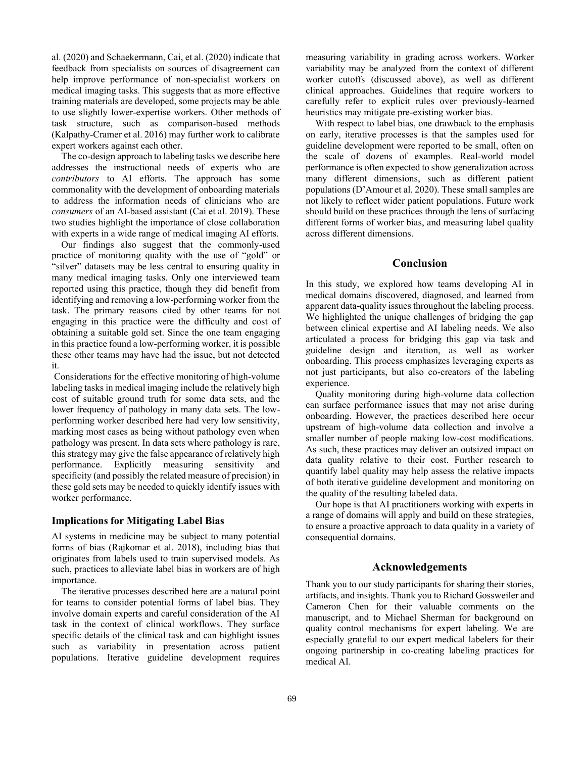al. (2020) and Schaekermann, Cai, et al. (2020) indicate that feedback from specialists on sources of disagreement can help improve performance of non-specialist workers on medical imaging tasks. This suggests that as more effective training materials are developed, some projects may be able to use slightly lower-expertise workers. Other methods of task structure, such as comparison-based methods (Kalpathy-Cramer et al. 2016) may further work to calibrate expert workers against each other.

The co-design approach to labeling tasks we describe here addresses the instructional needs of experts who are *contributors* to AI efforts. The approach has some commonality with the development of onboarding materials to address the information needs of clinicians who are *consumers* of an AI-based assistant (Cai et al. 2019). These two studies highlight the importance of close collaboration with experts in a wide range of medical imaging AI efforts.

Our findings also suggest that the commonly-used practice of monitoring quality with the use of "gold" or "silver" datasets may be less central to ensuring quality in many medical imaging tasks. Only one interviewed team reported using this practice, though they did benefit from identifying and removing a low-performing worker from the task. The primary reasons cited by other teams for not engaging in this practice were the difficulty and cost of obtaining a suitable gold set. Since the one team engaging in this practice found a low-performing worker, it is possible these other teams may have had the issue, but not detected it.

Considerations for the effective monitoring of high-volume labeling tasks in medical imaging include the relatively high cost of suitable ground truth for some data sets, and the lower frequency of pathology in many data sets. The low-performing worker described here had very low sensitivity, marking most cases as being without pathology even when pathology was present. In data sets where pathology is rare, this strategy may give the false appearance of relatively high performance. Explicitly measuring sensitivity and specificity (and possibly the related measure of precision) in these gold sets may be needed to quickly identify issues with worker performance.

### Implications for Mitigating Label Bias

AI systems in medicine may be subject to many potential forms of bias (Rajkomar et al. 2018), including bias that originates from labels used to train supervised models. As such, practices to alleviate label bias in workers are of high importance.

The iterative processes described here are a natural point for teams to consider potential forms of label bias. They involve domain experts and careful consideration of the AI task in the context of clinical workflows. They surface specific details of the clinical task and can highlight issues such as variability in presentation across patient populations. Iterative guideline development requires measuring variability in grading across workers. Worker variability may be analyzed from the context of different worker cutoffs (discussed above), as well as different clinical approaches. Guidelines that require workers to carefully refer to explicit rules over previously-learned heuristics may mitigate pre-existing worker bias.

With respect to label bias, one drawback to the emphasis on early, iterative processes is that the samples used for guideline development were reported to be small, often on the scale of dozens of examples. Real-world model performance is often expected to show generalization across many different dimensions, such as different patient populations (D'Amour et al. 2020). These small samples are not likely to reflect wider patient populations. Future work should build on these practices through the lens of surfacing different forms of worker bias, and measuring label quality across different dimensions.

## Conclusion

In this study, we explored how teams developing AI in medical domains discovered, diagnosed, and learned from apparent data-quality issues throughout the labeling process. We highlighted the unique challenges of bridging the gap between clinical expertise and AI labeling needs. We also articulated a process for bridging this gap via task and guideline design and iteration, as well as worker onboarding. This process emphasizes leveraging experts as not just participants, but also co-creators of the labeling experience.

Quality monitoring during high-volume data collection can surface performance issues that may not arise during onboarding. However, the practices described here occur upstream of high-volume data collection and involve a smaller number of people making low-cost modifications. As such, these practices may deliver an outsized impact on data quality relative to their cost. Further research to quantify label quality may help assess the relative impacts of both iterative guideline development and monitoring on the quality of the resulting labeled data.

Our hope is that AI practitioners working with experts in a range of domains will apply and build on these strategies, to ensure a proactive approach to data quality in a variety of consequential domains.

## Acknowledgements

Thank you to our study participants for sharing their stories, artifacts, and insights. Thank you to Richard Gossweiler and Cameron Chen for their valuable comments on the manuscript, and to Michael Sherman for background on quality control mechanisms for expert labeling. We are especially grateful to our expert medical labelers for their ongoing partnership in co-creating labeling practices for medical AI.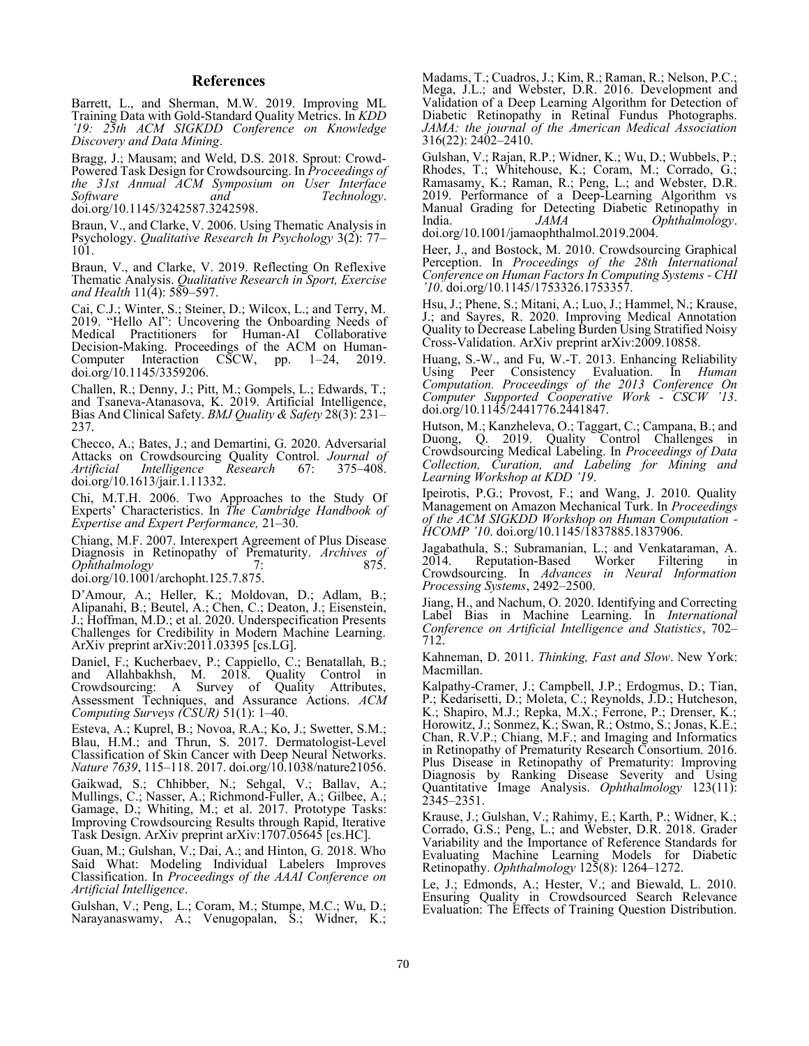## References

Barrett, L., and Sherman, M.W. 2019. Improving ML Training Data with Gold-Standard Quality Metrics. In *KDD '19: 25th ACM SIGKDD Conference on Knowledge Discovery and Data Mining*.

Bragg, J.; Mausam; and Weld, D.S. 2018. Sprout: Crowd-Powered Task Design for Crowdsourcing. In *Proceedings of the 31st Annual ACM Symposium on User Interface Software and Technology*. doi.org/10.1145/3242587.3242598.

Braun, V., and Clarke, V. 2006. Using Thematic Analysis in Psychology. *Qualitative Research In Psychology* 3(2): 77–101.

Braun, V., and Clarke, V. 2019. Reflecting On Reflexive Thematic Analysis. *Qualitative Research in Sport, Exercise and Health* 11(4): 589–597.

Cai, C.J.; Winter, S.; Steiner, D.; Wilcox, L.; and Terry, M. 2019. "Hello AI": Uncovering the Onboarding Needs of Medical Practitioners for Human-AI Collaborative Decision-Making. Proceedings of the ACM on Human-Computer Interaction CSCW, pp. 1–24, 2019. doi.org/10.1145/3359206.

Challen, R.; Denny, J.; Pitt, M.; Gompels, L.; Edwards, T.; and Tsaneva-Atanasova, K. 2019. Artificial Intelligence, Bias And Clinical Safety. *BMJ Quality & Safety* 28(3): 231–237.

Checco, A.; Bates, J.; and Demartini, G. 2020. Adversarial Attacks on Crowdsourcing Quality Control. *Journal of Artificial Intelligence Research* 67: 375–408. doi.org/10.1613/jair.1.11332.

Chi, M.T.H. 2006. Two Approaches to the Study Of Experts' Characteristics. In *The Cambridge Handbook of Expertise and Expert Performance,* 21–30.

Chiang, M.F. 2007. Interexpert Agreement of Plus Disease Diagnosis in Retinopathy of Prematurity. *Archives of Ophthalmology* 7: 875. doi.org/10.1001/archopht.125.7.875.

D'Amour, A.; Heller, K.; Moldovan, D.; Adlam, B.; Alipanahi, B.; Beutel, A.; Chen, C.; Deaton, J.; Eisenstein, J.; Hoffman, M.D.; et al. 2020. Underspecification Presents Challenges for Credibility in Modern Machine Learning. ArXiv preprint arXiv:2011.03395 [cs.LG].

Daniel, F.; Kucherbaev, P.; Cappiello, C.; Benatallah, B.; and Allahbakhsh, M. 2018. Quality Control in Crowdsourcing: A Survey of Quality Attributes, Assessment Techniques, and Assurance Actions. *ACM Computing Surveys (CSUR)* 51(1): 1–40.

Esteva, A.; Kuprel, B.; Novoa, R.A.; Ko, J.; Swetter, S.M.; Blau, H.M.; and Thrun, S. 2017. Dermatologist-Level Classification of Skin Cancer with Deep Neural Networks. *Nature 7639*, 115–118. 2017. doi.org/10.1038/nature21056.

Gaikwad, S.; Chhibber, N.; Sehgal, V.; Ballav, A.; Mullings, C.; Nasser, A.; Richmond-Fuller, A.; Gilbee, A.; Gamage, D.; Whiting, M.; et al. 2017. Prototype Tasks: Improving Crowdsourcing Results through Rapid, Iterative Task Design. ArXiv preprint arXiv:1707.05645 [cs.HC].

Guan, M.; Gulshan, V.; Dai, A.; and Hinton, G. 2018. Who Said What: Modeling Individual Labelers Improves Classification. In *Proceedings of the AAAI Conference on Artificial Intelligence*.

Gulshan, V.; Peng, L.; Coram, M.; Stumpe, M.C.; Wu, D.; Narayanaswamy, A.; Venugopalan, S.; Widner, K.; Madams, T.; Cuadros, J.; Kim, R.; Raman, R.; Nelson, P.C.; Mega, J.L.; and Webster, D.R. 2016. Development and Validation of a Deep Learning Algorithm for Detection of Diabetic Retinopathy in Retinal Fundus Photographs. *JAMA: the journal of the American Medical Association* 316(22): 2402–2410.

Gulshan, V.; Rajan, R.P.; Widner, K.; Wu, D.; Wubbels, P.; Rhodes, T.; Whitehouse, K.; Coram, M.; Corrado, G.; Ramasamy, K.; Raman, R.; Peng, L.; and Webster, D.R. 2019. Performance of a Deep-Learning Algorithm vs Manual Grading for Detecting Diabetic Retinopathy in India. *JAMA Ophthalmology*. doi.org/10.1001/jamaophthalmol.2019.2004.

Heer, J., and Bostock, M. 2010. Crowdsourcing Graphical Perception. In *Proceedings of the 28th International Conference on Human Factors In Computing Systems - CHI '10*. doi.org/10.1145/1753326.1753357.

Hsu, J.; Phene, S.; Mitani, A.; Luo, J.; Hammel, N.; Krause, J.; and Sayres, R. 2020. Improving Medical Annotation Quality to Decrease Labeling Burden Using Stratified Noisy Cross-Validation. ArXiv preprint arXiv:2009.10858.

Huang, S.-W., and Fu, W.-T. 2013. Enhancing Reliability Using Peer Consistency Evaluation. In *Human Computation. Proceedings of the 2013 Conference On Computer Supported Cooperative Work - CSCW '13*. doi.org/10.1145/2441776.2441847.

Hutson, M.; Kanzheleva, O.; Taggart, C.; Campana, B.; and Duong, Q. 2019. Quality Control Challenges in Crowdsourcing Medical Labeling. In *Proceedings of Data Collection, Curation, and Labeling for Mining and Learning Workshop at KDD '19*.

Ipeirotis, P.G.; Provost, F.; and Wang, J. 2010. Quality Management on Amazon Mechanical Turk. In *Proceedings of the ACM SIGKDD Workshop on Human Computation - HCOMP '10*. doi.org/10.1145/1837885.1837906.

Jagabathula, S.; Subramanian, L.; and Venkataraman, A. 2014. Reputation-Based Worker Filtering in Crowdsourcing. In *Advances in Neural Information Processing Systems*, 2492–2500.

Jiang, H., and Nachum, O. 2020. Identifying and Correcting Label Bias in Machine Learning. In *International Conference on Artificial Intelligence and Statistics*, 702–712.

Kahneman, D. 2011. *Thinking, Fast and Slow*. New York: Macmillan.

Kalpathy-Cramer, J.; Campbell, J.P.; Erdogmus, D.; Tian, P.; Kedarisetti, D.; Moleta, C.; Reynolds, J.D.; Hutcheson, K.; Shapiro, M.J.; Repka, M.X.; Ferrone, P.; Drenser, K.; Horowitz, J.; Sonmez, K.; Swan, R.; Ostmo, S.; Jonas, K.E.; Chan, R.V.P.; Chiang, M.F.; and Imaging and Informatics in Retinopathy of Prematurity Research Consortium. 2016. Plus Disease in Retinopathy of Prematurity: Improving Diagnosis by Ranking Disease Severity and Using Quantitative Image Analysis. *Ophthalmology* 123(11): 2345–2351.

Krause, J.; Gulshan, V.; Rahimy, E.; Karth, P.; Widner, K.; Corrado, G.S.; Peng, L.; and Webster, D.R. 2018. Grader Variability and the Importance of Reference Standards for Evaluating Machine Learning Models for Diabetic Retinopathy. *Ophthalmology* 125(8): 1264–1272.

Le, J.; Edmonds, A.; Hester, V.; and Biewald, L. 2010. Ensuring Quality in Crowdsourced Search Relevance Evaluation: The Effects of Training Question Distribution.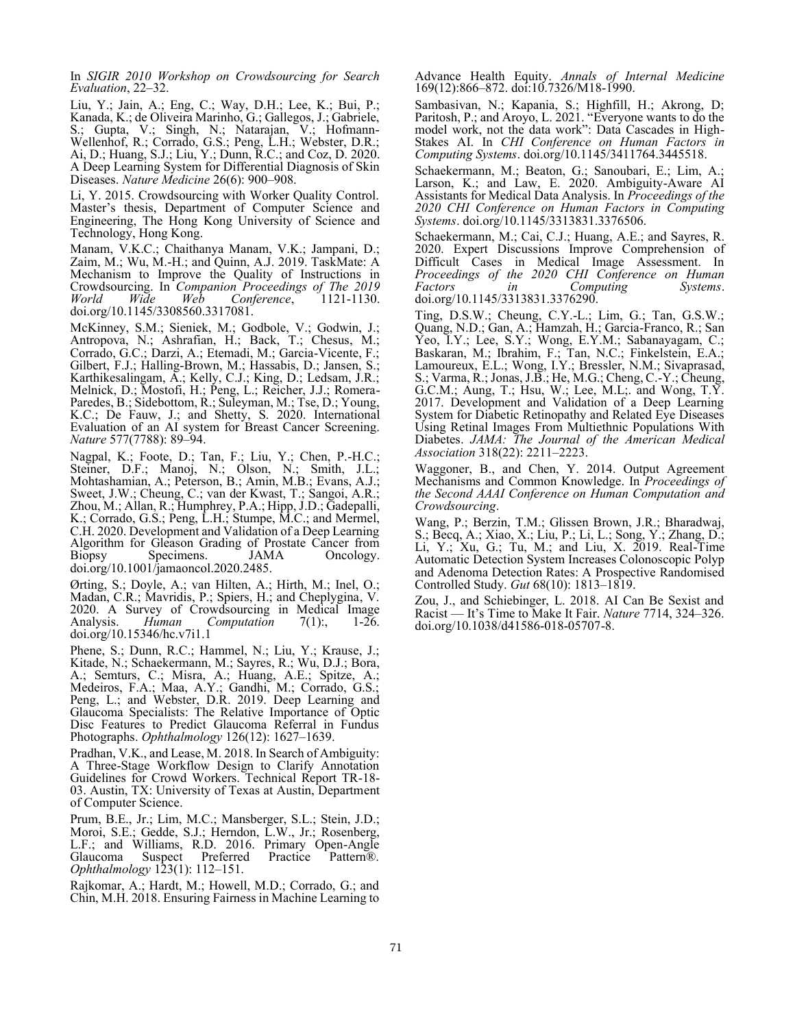In *SIGIR 2010 Workshop on Crowdsourcing for Search Evaluation*, 22–32.

Liu, Y.; Jain, A.; Eng, C.; Way, D.H.; Lee, K.; Bui, P.; Kanada, K.; de Oliveira Marinho, G.; Gallegos, J.; Gabriele, S.; Gupta, V.; Singh, N.; Natarajan, V.; Hofmann-Wellenhof, R.; Corrado, G.S.; Peng, L.H.; Webster, D.R.; Ai, D.; Huang, S.J.; Liu, Y.; Dunn, R.C.; and Coz, D. 2020. A Deep Learning System for Differential Diagnosis of Skin Diseases. *Nature Medicine* 26(6): 900–908.

Li, Y. 2015. Crowdsourcing with Worker Quality Control. Master's thesis, Department of Computer Science and Engineering, The Hong Kong University of Science and Technology, Hong Kong.

Manam, V.K.C.; Chaithanya Manam, V.K.; Jampani, D.; Zaim, M.; Wu, M.-H.; and Quinn, A.J. 2019. TaskMate: A Mechanism to Improve the Quality of Instructions in Crowdsourcing. In *Companion Proceedings of The 2019 World Wide Web Conference*, 1121-1130. doi.org/10.1145/3308560.3317081.

McKinney, S.M.; Sieniek, M.; Godbole, V.; Godwin, J.; Antropova, N.; Ashrafian, H.; Back, T.; Chesus, M.; Corrado, G.C.; Darzi, A.; Etemadi, M.; Garcia-Vicente, F.; Gilbert, F.J.; Halling-Brown, M.; Hassabis, D.; Jansen, S.; Karthikesalingam, A.; Kelly, C.J.; King, D.; Ledsam, J.R.; Melnick, D.; Mostofi, H.; Peng, L.; Reicher, J.J.; Romera-Paredes, B.; Sidebottom, R.; Suleyman, M.; Tse, D.; Young, K.C.; De Fauw, J.; and Shetty, S. 2020. International Evaluation of an AI system for Breast Cancer Screening. *Nature* 577(7788): 89–94.

Nagpal, K.; Foote, D.; Tan, F.; Liu, Y.; Chen, P.-H.C.; Steiner, D.F.; Manoj, N.; Olson, N.; Smith, J.L.; Mohtashamian, A.; Peterson, B.; Amin, M.B.; Evans, A.J.; Sweet, J.W.; Cheung, C.; van der Kwast, T.; Sangoi, A.R.; Zhou, M.; Allan, R.; Humphrey, P.A.; Hipp, J.D.; Gadepalli, K.; Corrado, G.S.; Peng, L.H.; Stumpe, M.C.; and Mermel, C.H. 2020. Development and Validation of a Deep Learning Algorithm for Gleason Grading of Prostate Cancer from Biopsy Specimens. JAMA Oncology. doi.org/10.1001/jamaoncol.2020.2485.

Ørting, S.; Doyle, A.; van Hilten, A.; Hirth, M.; Inel, O.; Madan, C.R.; Mavridis, P.; Spiers, H.; and Cheplygina, V. 2020. A Survey of Crowdsourcing in Medical Image Analysis. *Human Computation* 7(1):, 1-26. doi.org/10.15346/hc.v7i1.1

Phene, S.; Dunn, R.C.; Hammel, N.; Liu, Y.; Krause, J.; Kitade, N.; Schaekermann, M.; Sayres, R.; Wu, D.J.; Bora, A.; Semturs, C.; Misra, A.; Huang, A.E.; Spitze, A.; Medeiros, F.A.; Maa, A.Y.; Gandhi, M.; Corrado, G.S.; Peng, L.; and Webster, D.R. 2019. Deep Learning and Glaucoma Specialists: The Relative Importance of Optic Disc Features to Predict Glaucoma Referral in Fundus Photographs. *Ophthalmology* 126(12): 1627–1639.

Pradhan, V.K., and Lease, M. 2018. In Search of Ambiguity: A Three-Stage Workflow Design to Clarify Annotation Guidelines for Crowd Workers. Technical Report TR-18-03. Austin, TX: University of Texas at Austin, Department of Computer Science.

Prum, B.E., Jr.; Lim, M.C.; Mansberger, S.L.; Stein, J.D.; Moroi, S.E.; Gedde, S.J.; Herndon, L.W., Jr.; Rosenberg, L.F.; and Williams, R.D. 2016. Primary Open-Angle Glaucoma Suspect Preferred Practice Pattern®. *Ophthalmology* 123(1): 112–151.

Rajkomar, A.; Hardt, M.; Howell, M.D.; Corrado, G.; and Chin, M.H. 2018. Ensuring Fairness in Machine Learning to Advance Health Equity. *Annals of Internal Medicine* 169(12):866–872. doi:10.7326/M18-1990.

Sambasivan, N.; Kapania, S.; Highfill, H.; Akrong, D; Paritosh, P.; and Aroyo, L. 2021. "Everyone wants to do the model work, not the data work": Data Cascades in High-Stakes AI. In *CHI Conference on Human Factors in Computing Systems*. doi.org/10.1145/3411764.3445518.

Schaekermann, M.; Beaton, G.; Sanoubari, E.; Lim, A.; Larson, K.; and Law, E. 2020. Ambiguity-Aware AI Assistants for Medical Data Analysis. In *Proceedings of the 2020 CHI Conference on Human Factors in Computing Systems*. doi.org/10.1145/3313831.3376506.

Schaekermann, M.; Cai, C.J.; Huang, A.E.; and Sayres, R. 2020. Expert Discussions Improve Comprehension of Difficult Cases in Medical Image Assessment. In *Proceedings of the 2020 CHI Conference on Human Factors in Computing Systems*. doi.org/10.1145/3313831.3376290.

Ting, D.S.W.; Cheung, C.Y.-L.; Lim, G.; Tan, G.S.W.; Quang, N.D.; Gan, A.; Hamzah, H.; Garcia-Franco, R.; San Yeo, I.Y.; Lee, S.Y.; Wong, E.Y.M.; Sabanayagam, C.; Baskaran, M.; Ibrahim, F.; Tan, N.C.; Finkelstein, E.A.; Lamoureux, E.L.; Wong, I.Y.; Bressler, N.M.; Sivaprasad, S.; Varma, R.; Jonas, J.B.; He, M.G.; Cheng, C.-Y.; Cheung, G.C.M.; Aung, T.; Hsu, W.; Lee, M.L;. and Wong, T.Y. 2017. Development and Validation of a Deep Learning System for Diabetic Retinopathy and Related Eye Diseases Using Retinal Images From Multiethnic Populations With Diabetes. *JAMA: The Journal of the American Medical Association* 318(22): 2211–2223.

Waggoner, B., and Chen, Y. 2014. Output Agreement Mechanisms and Common Knowledge. In *Proceedings of the Second AAAI Conference on Human Computation and Crowdsourcing*.

Wang, P.; Berzin, T.M.; Glissen Brown, J.R.; Bharadwaj, S.; Becq, A.; Xiao, X.; Liu, P.; Li, L.; Song, Y.; Zhang, D.; Li, Y.; Xu, G.; Tu, M.; and Liu, X. 2019. Real-Time Automatic Detection System Increases Colonoscopic Polyp and Adenoma Detection Rates: A Prospective Randomised Controlled Study. *Gut* 68(10): 1813–1819.

Zou, J., and Schiebinger, L. 2018. AI Can Be Sexist and Racist — It's Time to Make It Fair. *Nature* 7714, 324–326. doi.org/10.1038/d41586-018-05707-8.